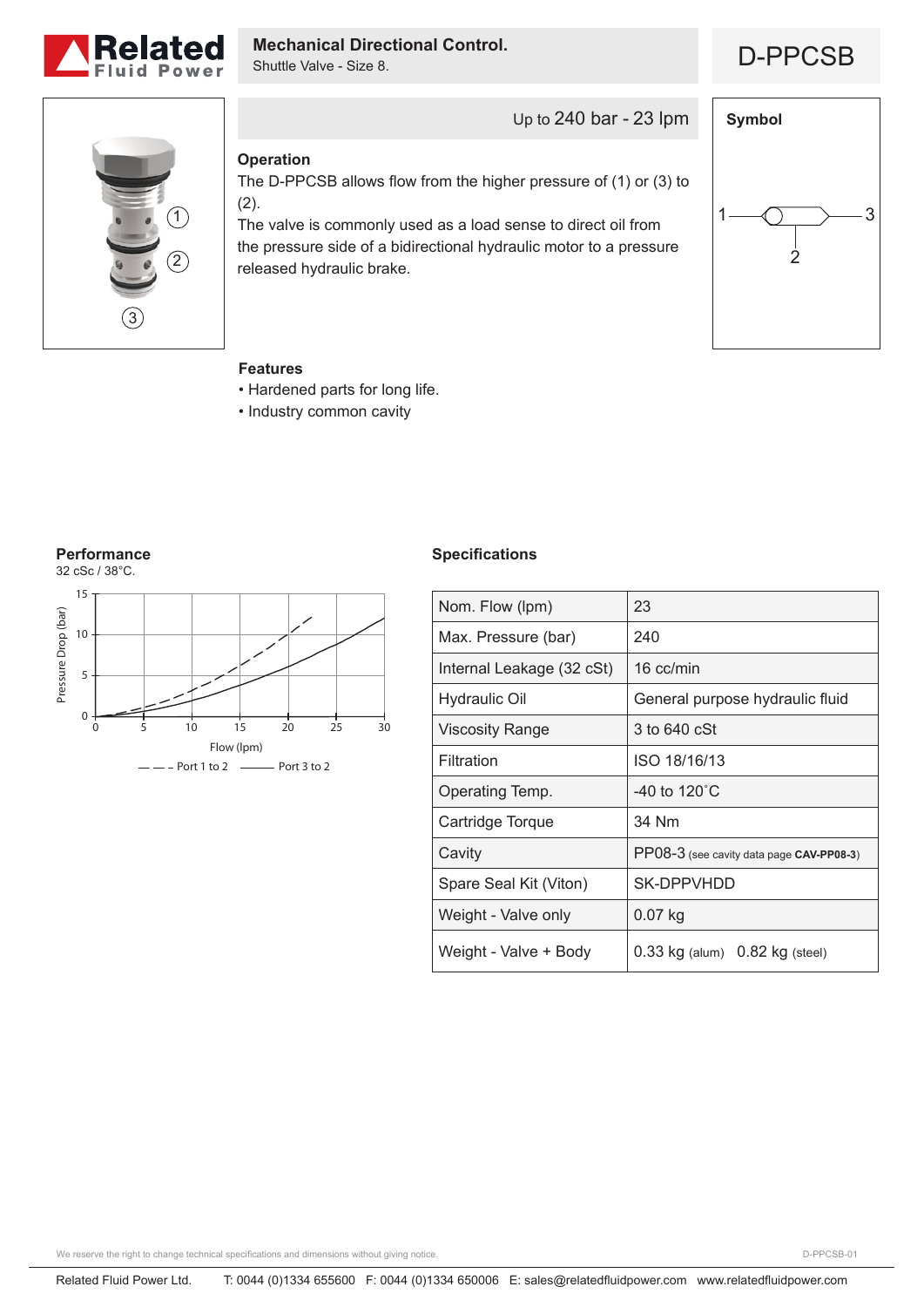# Mechanical Directional Control.

Shuttle Valve - Size 8.

## D-PPCSB

Up to 240 bar - 23 lpm

### Operation

The D-PPCSB allows flow from the higher pressure of (1) or (3) to (2).

The valve is commonly used as a load sense to direct oil from the pressure side of a bidirectional hydraulic motor to a pressure released hydraulic brake.

### Symbol

### Features

- Hardened parts for long life.
- Industry common cavity

### Performance

32 cSc / 38°C.

Pressure Drop (bar) vs. Flow (lpm)

– – – Port 1 to 2 ——— Port 3 to 2

### Specifications

| | |
|---|---|
| Nom. Flow (lpm) | 23 |
| Max. Pressure (bar) | 240 |
| Internal Leakage (32 cSt) | 16 cc/min |
| Hydraulic Oil | General purpose hydraulic fluid |
| Viscosity Range | 3 to 640 cSt |
| Filtration | ISO 18/16/13 |
| Operating Temp. | -40 to 120˚C |
| Cartridge Torque | 34 Nm |
| Cavity | PP08-3 (see cavity data page **CAV-PP08-3**) |
| Spare Seal Kit (Viton) | SK-DPPVHDD |
| Weight - Valve only | 0.07 kg |
| Weight - Valve + Body | 0.33 kg (alum) 0.82 kg (steel) |

We reserve the right to change technical specifications and dimensions without giving notice.

Related Fluid Power Ltd. T: 0044 (0)1334 655600 F: 0044 (0)1334 650006 E: sales@relatedfluidpower.com www.relatedfluidpower.com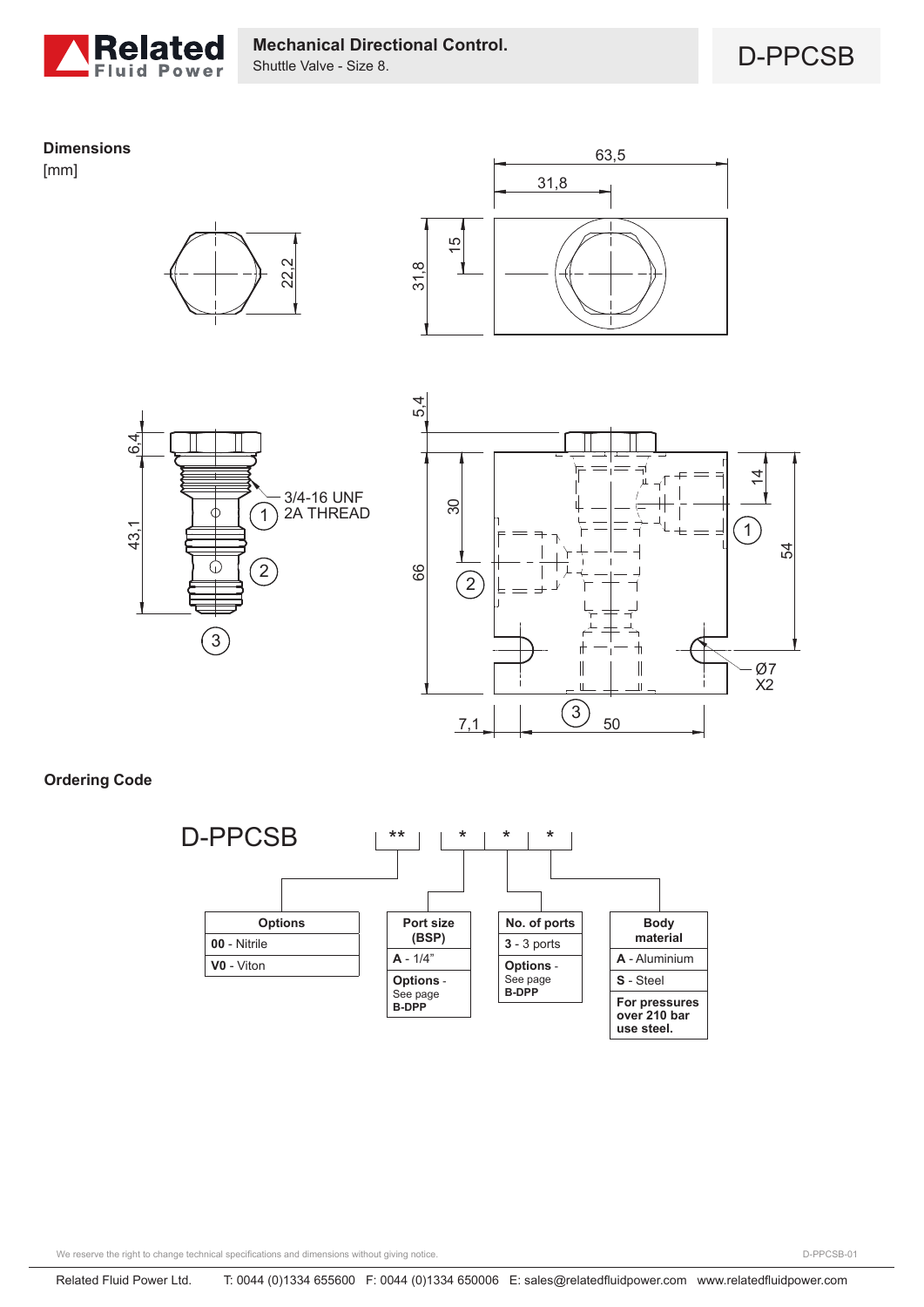# Mechanical Directional Control.

Shuttle Valve - Size 8.

D-PPCSB

## Dimensions

[mm]

63,5
31,8
22,2
31,8
15
6,4
43,1
3/4-16 UNF 2A THREAD
1
2
3
5,4
30
66
14
54
1
2
3
Ø7 X2
7,1
50

## Ordering Code

D-PPCSB ** * * *

| Options | |
|---|---|
| **00** - Nitrile | |
| **V0** - Viton | |

| Port size (BSP) |
|---|
| **A** - 1/4" |
| **Options** - See page **B-DPP** |

| No. of ports |
|---|
| **3** - 3 ports |
| **Options** - See page **B-DPP** |

| Body material |
|---|
| **A** - Aluminium |
| **S** - Steel |
| **For pressures over 210 bar use steel.** |

We reserve the right to change technical specifications and dimensions without giving notice.

D-PPCSB-01

Related Fluid Power Ltd. T: 0044 (0)1334 655600 F: 0044 (0)1334 650006 E: sales@relatedfluidpower.com www.relatedfluidpower.com